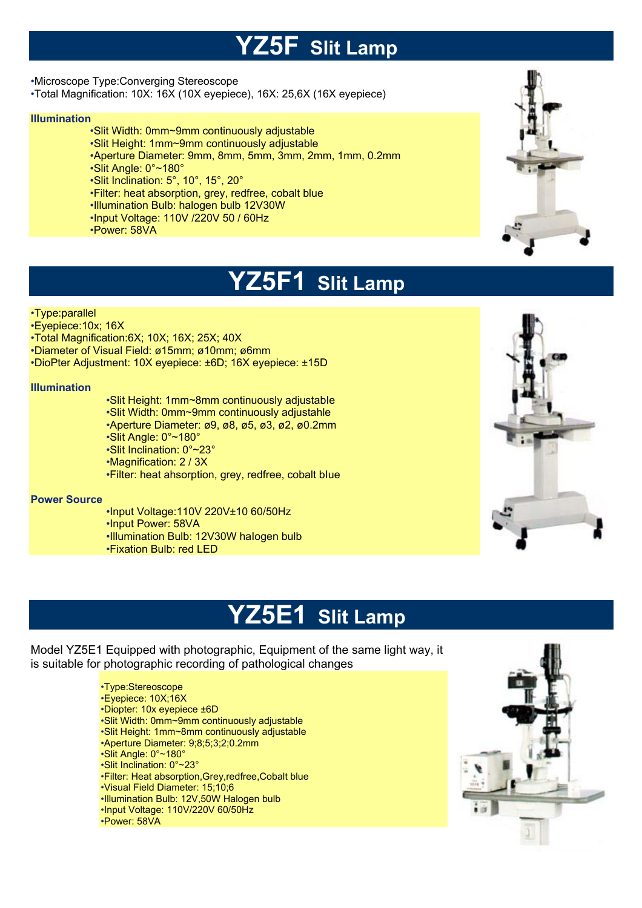# YZ5F Slit Lamp

- Microscope Type:Converging Stereoscope
- Total Magnification: 10X: 16X (10X eyepiece), 16X: 25,6X (16X eyepiece)

**Illumination**

- Slit Width: 0mm~9mm continuously adjustable
- Slit Height: 1mm~9mm continuously adjustable
- Aperture Diameter: 9mm, 8mm, 5mm, 3mm, 2mm, 1mm, 0.2mm
- Slit Angle: 0°~180°
- Slit Inclination: 5°, 10°, 15°, 20°
- Filter: heat absorption, grey, redfree, cobalt blue
- Illumination Bulb: halogen bulb 12V30W
- Input Voltage: 110V /220V 50 / 60Hz
- Power: 58VA

# YZ5F1 Slit Lamp

- Type:parallel
- Eyepiece:10x; 16X
- Total Magnification:6X; 10X; 16X; 25X; 40X
- Diameter of Visual Field: ø15mm; ø10mm; ø6mm
- DioPter Adjustment: 10X eyepiece: ±6D; 16X eyepiece: ±15D

**Illumination**

- Slit Height: 1mm~8mm continuously adjustable
- Slit Width: 0mm~9mm continuously adjustahle
- Aperture Diameter: ø9, ø8, ø5, ø3, ø2, ø0.2mm
- Slit Angle: 0°~180°
- Slit Inclination: 0°~23°
- Magnification: 2 / 3X
- Filter: heat ahsorption, grey, redfree, cobalt blue

**Power Source**

- Input Voltage:110V 220V±10 60/50Hz
- Input Power: 58VA
- Illumination Bulb: 12V30W halogen bulb
- Fixation Bulb: red LED

# YZ5E1 Slit Lamp

Model YZ5E1 Equipped with photographic, Equipment of the same light way, it is suitable for photographic recording of pathological changes

- Type:Stereoscope
- Eyepiece: 10X;16X
- Diopter: 10x eyepiece ±6D
- Slit Width: 0mm~9mm continuously adjustable
- Slit Height: 1mm~8mm continuously adjustable
- Aperture Diameter: 9;8;5;3;2;0.2mm
- Slit Angle: 0°~180°
- Slit Inclination: 0°~23°
- Filter: Heat absorption,Grey,redfree,Cobalt blue
- Visual Field Diameter: 15;10;6
- Illumination Bulb: 12V,50W Halogen bulb
- Input Voltage: 110V/220V 60/50Hz
- Power: 58VA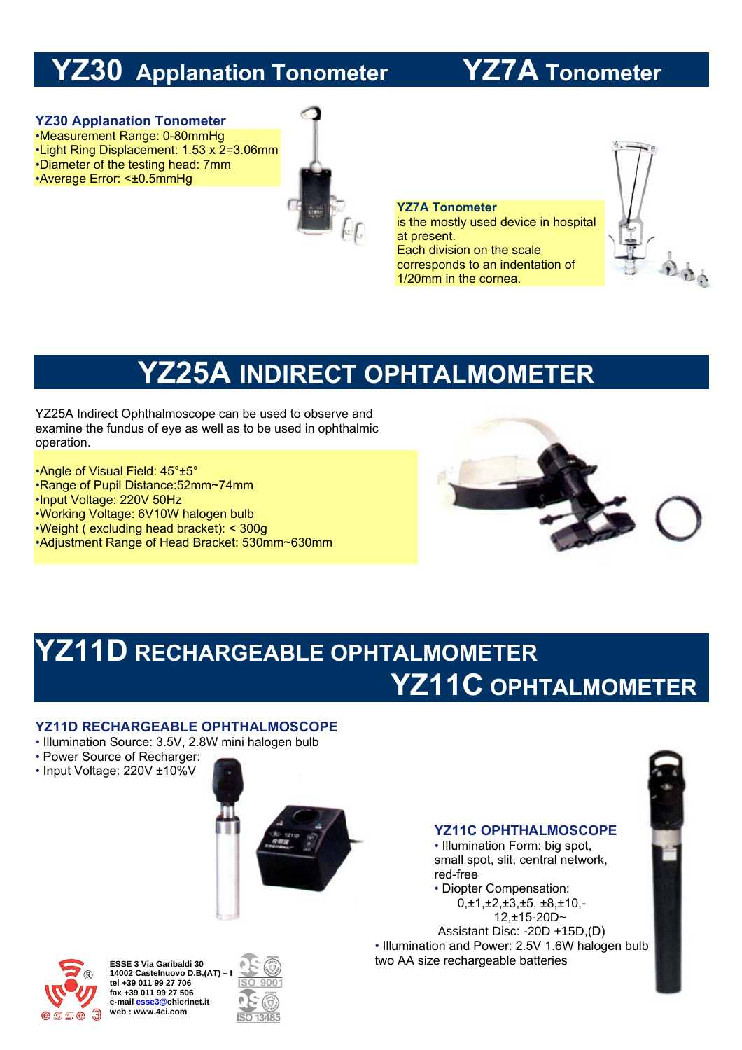# YZ30 Applanation Tonometer YZ7A Tonometer

### YZ30 Applanation Tonometer

- Measurement Range: 0-80mmHg
- Light Ring Displacement: 1.53 x 2=3.06mm
- Diameter of the testing head: 7mm
- Average Error: <±0.5mmHg

### YZ7A Tonometer

is the mostly used device in hospital at present.
Each division on the scale corresponds to an indentation of 1/20mm in the cornea.

# YZ25A INDIRECT OPHTALMOMETER

YZ25A Indirect Ophthalmoscope can be used to observe and examine the fundus of eye as well as to be used in ophthalmic operation.

- Angle of Visual Field: 45°±5°
- Range of Pupil Distance:52mm~74mm
- Input Voltage: 220V 50Hz
- Working Voltage: 6V10W halogen bulb
- Weight ( excluding head bracket): < 300g
- Adjustment Range of Head Bracket: 530mm~630mm

# YZ11D RECHARGEABLE OPHTALMOMETER YZ11C OPHTALMOMETER

### YZ11D RECHARGEABLE OPHTHALMOSCOPE

- Illumination Source: 3.5V, 2.8W mini halogen bulb
- Power Source of Recharger:
- Input Voltage: 220V ±10%V

### YZ11C OPHTHALMOSCOPE

- Illumination Form: big spot, small spot, slit, central network, red-free
- Diopter Compensation: 0,±1,±2,±3,±5, ±8,±10,-12,±15-20D~
  Assistant Disc: -20D +15D,(D)
- Illumination and Power: 2.5V 1.6W halogen bulb two AA size rechargeable batteries

ESSE 3 Via Garibaldi 30
14002 Castelnuovo D.B.(AT) – I
tel +39 011 99 27 706
fax +39 011 99 27 506
e-mail esse3@chierinet.it
web : www.4ci.com

ISO 9001
ISO 13485